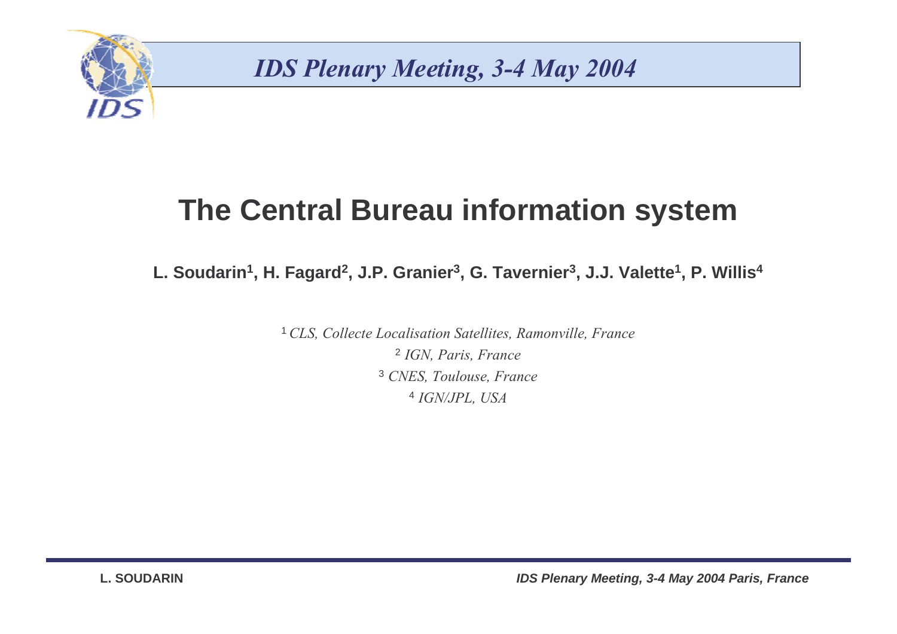*IDS Plenary Meeting, 3-4 May 2004*

# The Central Bureau information system

**L. Soudarin[1], H. Fagard[2], J.P. Granier[3], G. Tavernier[3], J.J. Valette[1], P. Willis[4]**

[1] *CLS, Collecte Localisation Satellites, Ramonville, France*
[2] *IGN, Paris, France*
[3] *CNES, Toulouse, France*
[4] *IGN/JPL, USA*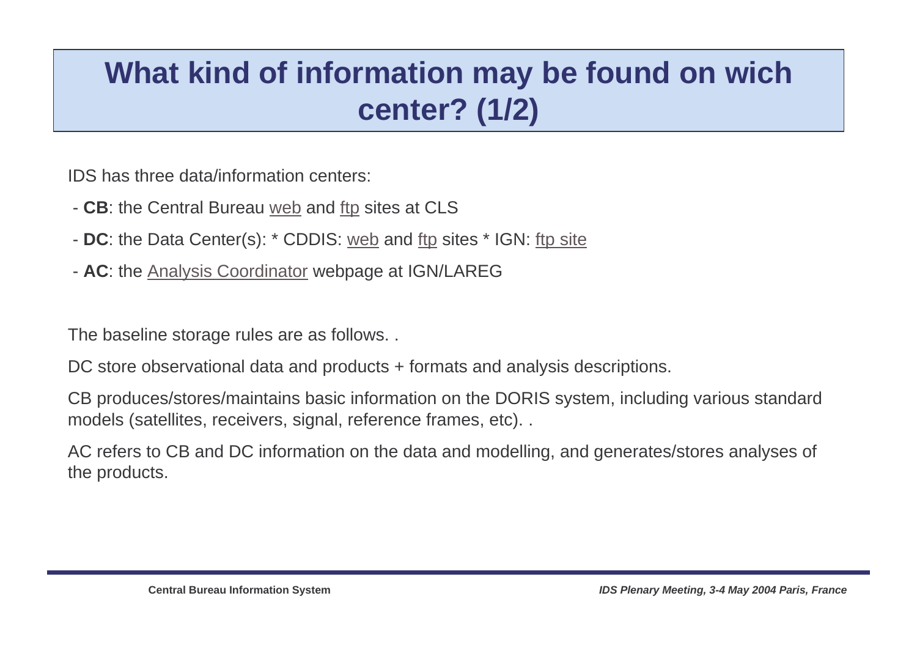# What kind of information may be found on wich center? (1/2)

IDS has three data/information centers:

- **CB**: the Central Bureau web and ftp sites at CLS
- **DC**: the Data Center(s): * CDDIS: web and ftp sites * IGN: ftp site
- **AC**: the Analysis Coordinator webpage at IGN/LAREG

The baseline storage rules are as follows. .

DC store observational data and products + formats and analysis descriptions.

CB produces/stores/maintains basic information on the DORIS system, including various standard models (satellites, receivers, signal, reference frames, etc). .

AC refers to CB and DC information on the data and modelling, and generates/stores analyses of the products.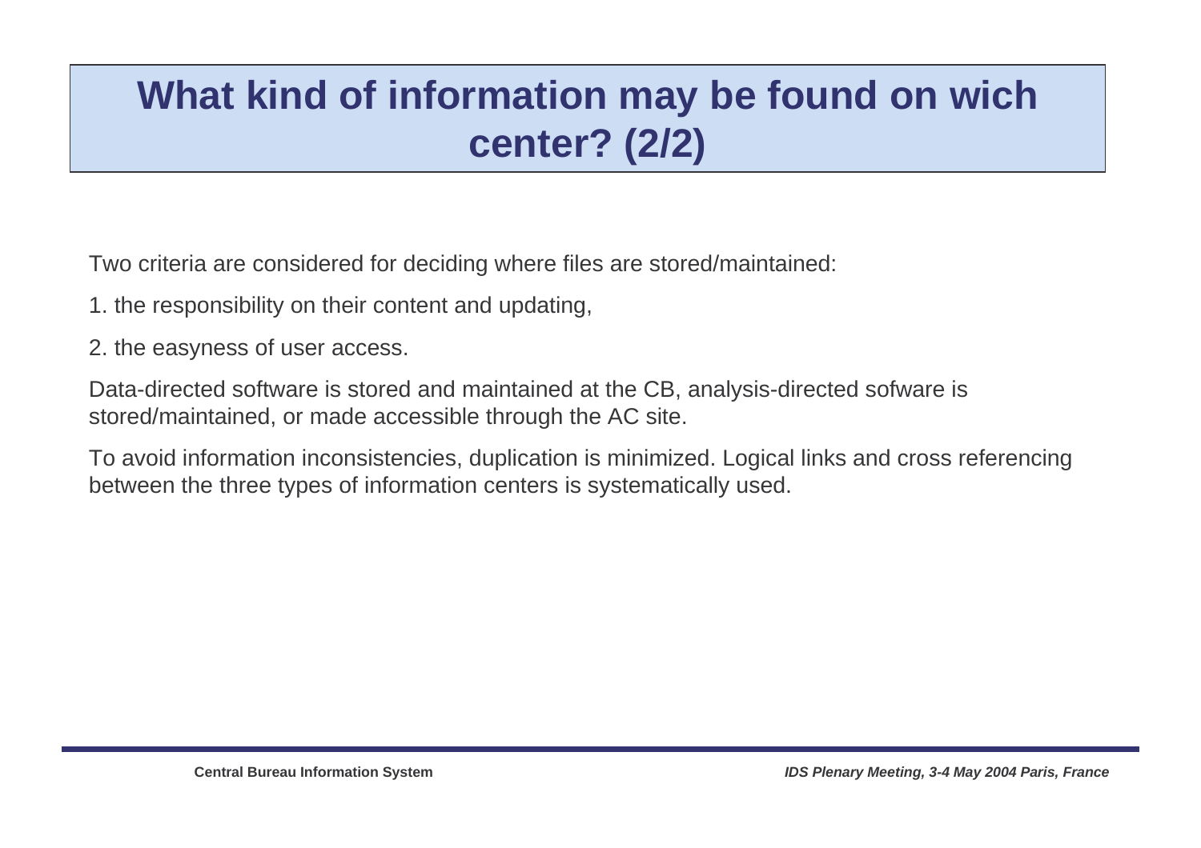# What kind of information may be found on wich center? (2/2)

Two criteria are considered for deciding where files are stored/maintained:

1. the responsibility on their content and updating,
2. the easyness of user access.

Data-directed software is stored and maintained at the CB, analysis-directed sofware is stored/maintained, or made accessible through the AC site.

To avoid information inconsistencies, duplication is minimized. Logical links and cross referencing between the three types of information centers is systematically used.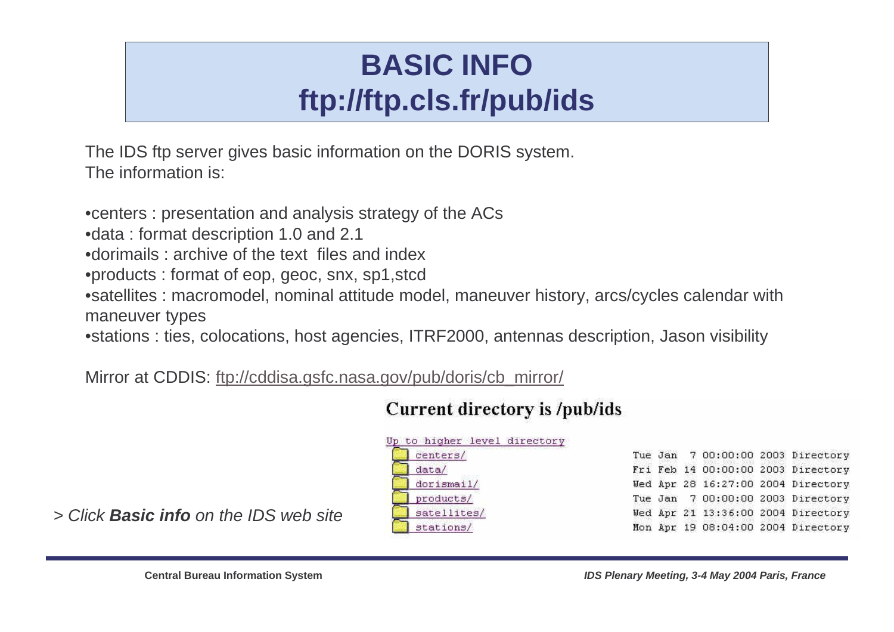# BASIC INFO
# ftp://ftp.cls.fr/pub/ids

The IDS ftp server gives basic information on the DORIS system.
The information is:

- centers : presentation and analysis strategy of the ACs
- data : format description 1.0 and 2.1
- dorimails : archive of the text files and index
- products : format of eop, geoc, snx, sp1,stcd
- satellites : macromodel, nominal attitude model, maneuver history, arcs/cycles calendar with maneuver types
- stations : ties, colocations, host agencies, ITRF2000, antennas description, Jason visibility

Mirror at CDDIS: ftp://cddisa.gsfc.nasa.gov/pub/doris/cb_mirror/

**Current directory is /pub/ids**

Up to higher level directory

| Name | Date | Type |
| --- | --- | --- |
| centers/ | Tue Jan 7 00:00:00 2003 | Directory |
| data/ | Fri Feb 14 00:00:00 2003 | Directory |
| dorismail/ | Wed Apr 28 16:27:00 2004 | Directory |
| products/ | Tue Jan 7 00:00:00 2003 | Directory |
| satellites/ | Wed Apr 21 13:36:00 2004 | Directory |
| stations/ | Mon Apr 19 08:04:00 2004 | Directory |

*> Click **Basic info** on the IDS web site*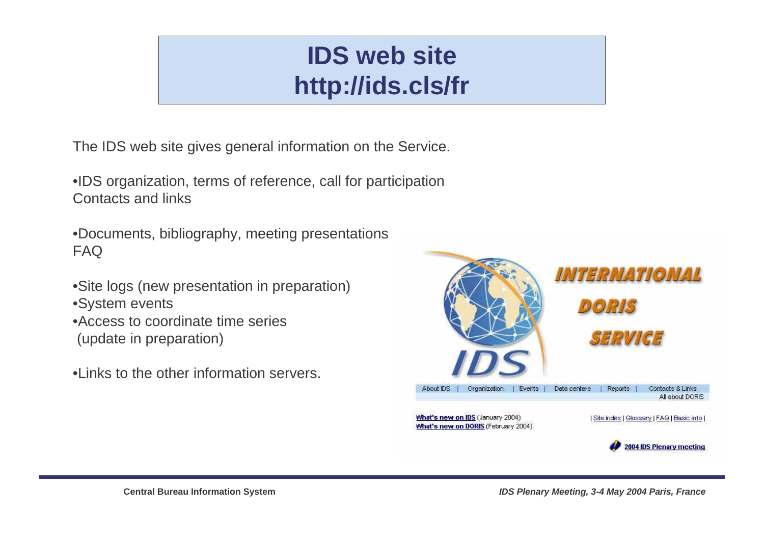# IDS web site
# http://ids.cls/fr

The IDS web site gives general information on the Service.

- IDS organization, terms of reference, call for participation
  Contacts and links

- Documents, bibliography, meeting presentations
  FAQ

- Site logs (new presentation in preparation)
- System events
- Access to coordinate time series
  (update in preparation)

- Links to the other information servers.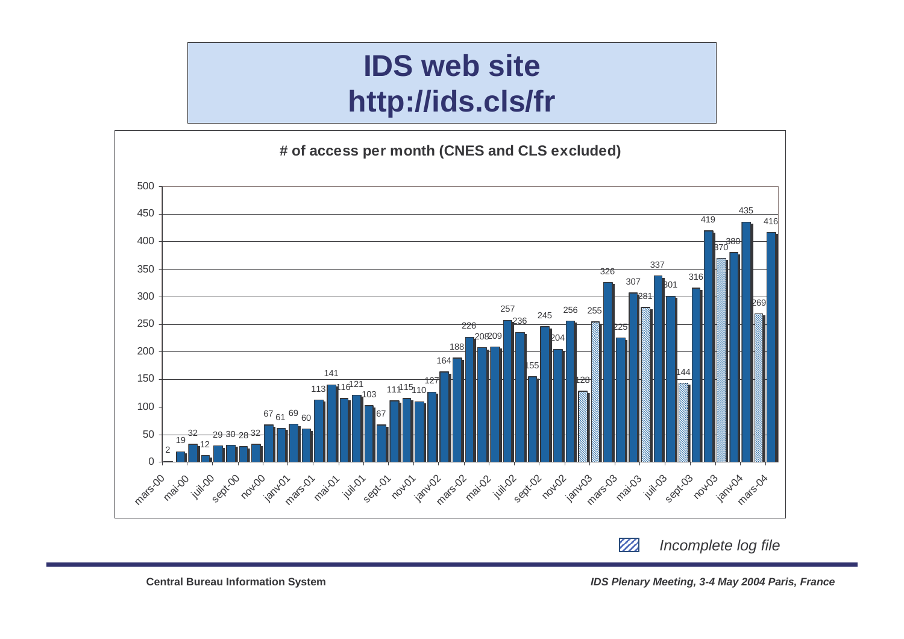# IDS web site
# http://ids.cls/fr

**# of access per month (CNES and CLS excluded)**

| Month | # of access |
|---|---|
| mars-00 | 2 |
| avr-00 | 19 |
| mai-00 | 32 |
| juin-00 | 12 |
| juil-00 | 29 |
| août-00 | 30 |
| sept-00 | 28 |
| oct-00 | 32 |
| nov-00 | 67 |
| déc-00 | 61 |
| janv-01 | 69 |
| févr-01 | 60 |
| mars-01 | 113 |
| avr-01 | 141 |
| mai-01 | 116 |
| juin-01 | 121 |
| juil-01 | 103 |
| août-01 | 67 |
| sept-01 | 111 |
| oct-01 | 115 |
| nov-01 | 110 |
| déc-01 | 127 |
| janv-02 | 164 |
| févr-02 | 188 |
| mars-02 | 226 |
| avr-02 | 208 |
| mai-02 | 209 |
| juin-02 | 257 |
| juil-02 | 236 |
| août-02 | 155 |
| sept-02 | 245 |
| oct-02 | 204 |
| nov-02 | 256 |
| déc-02 | 128 (incomplete log file) |
| janv-03 | 255 (incomplete log file) |
| févr-03 | 326 |
| mars-03 | 225 |
| avr-03 | 307 |
| mai-03 | 281 (incomplete log file) |
| juin-03 | 337 |
| juil-03 | 301 |
| août-03 | 144 (incomplete log file) |
| sept-03 | 316 |
| oct-03 | 419 |
| nov-03 | 370 (incomplete log file) |
| déc-03 | 380 |
| janv-04 | 435 |
| févr-04 | 269 (incomplete log file) |
| mars-04 | 416 |

*Incomplete log file*

**Central Bureau Information System** — *IDS Plenary Meeting, 3-4 May 2004 Paris, France*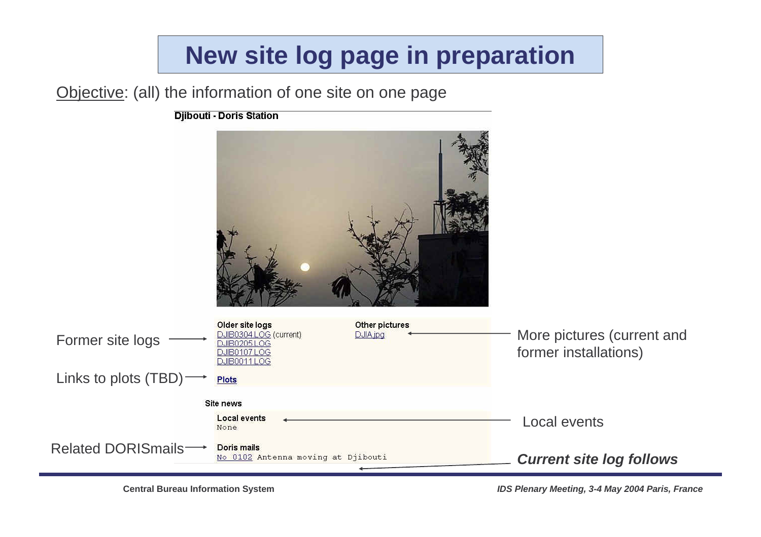# New site log page in preparation

Objective: (all) the information of one site on one page

**Djibouti - Doris Station**

**Older site logs**
DJIB0304.LOG (current)
DJIB0205.LOG
DJIB0107.LOG
DJIB0011.LOG

**Other pictures**
DJIA.jpg

**Plots**

Site news

**Local events**
None

**Doris mails**
No 0102 Antenna moving at Djibouti

Former site logs

Links to plots (TBD)

Related DORISmails

More pictures (current and former installations)

Local events

***Current site log follows***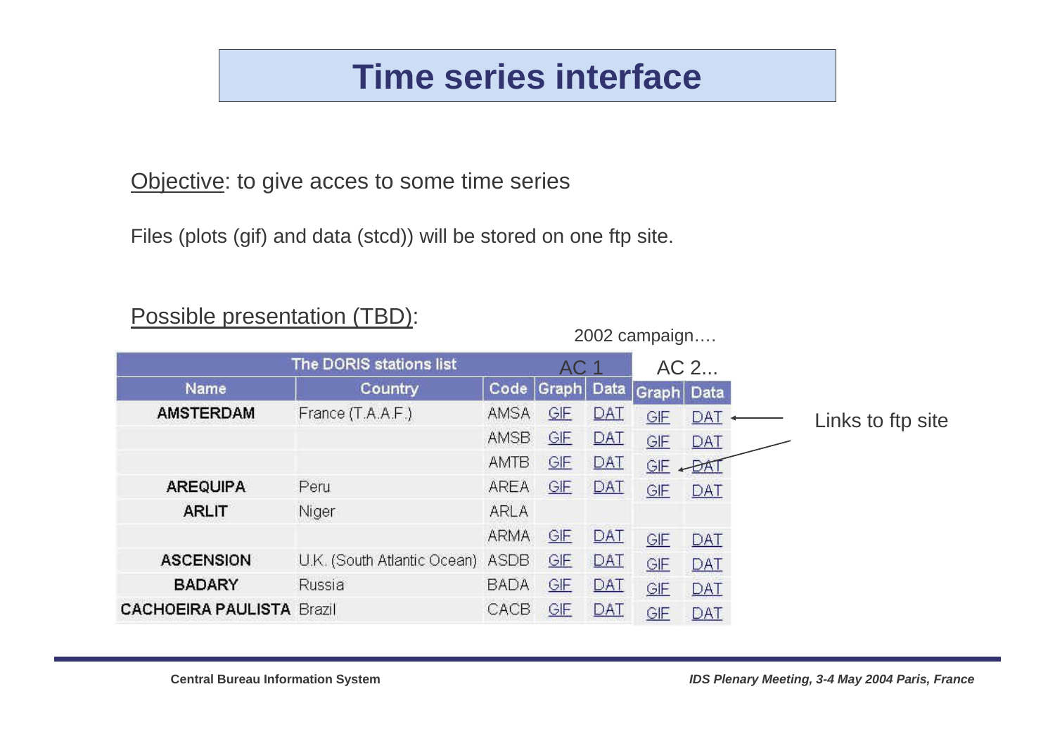# Time series interface

Objective: to give acces to some time series

Files (plots (gif) and data (stcd)) will be stored on one ftp site.

Possible presentation (TBD):

2002 campaign….

| The DORIS stations list | | | AC 1 | | AC 2... | |
|---|---|---|---|---|---|---|
| Name | Country | Code | Graph | Data | Graph | Data |
| AMSTERDAM | France (T.A.A.F.) | AMSA | GIF | DAT | GIF | DAT |
| | | AMSB | GIF | DAT | GIF | DAT |
| | | AMTB | GIF | DAT | GIF | DAT |
| AREQUIPA | Peru | AREA | GIF | DAT | GIF | DAT |
| ARLIT | Niger | ARLA | | | | |
| | | ARMA | GIF | DAT | GIF | DAT |
| ASCENSION | U.K. (South Atlantic Ocean) | ASDB | GIF | DAT | GIF | DAT |
| BADARY | Russia | BADA | GIF | DAT | GIF | DAT |
| CACHOEIRA PAULISTA | Brazil | CACB | GIF | DAT | GIF | DAT |

Links to ftp site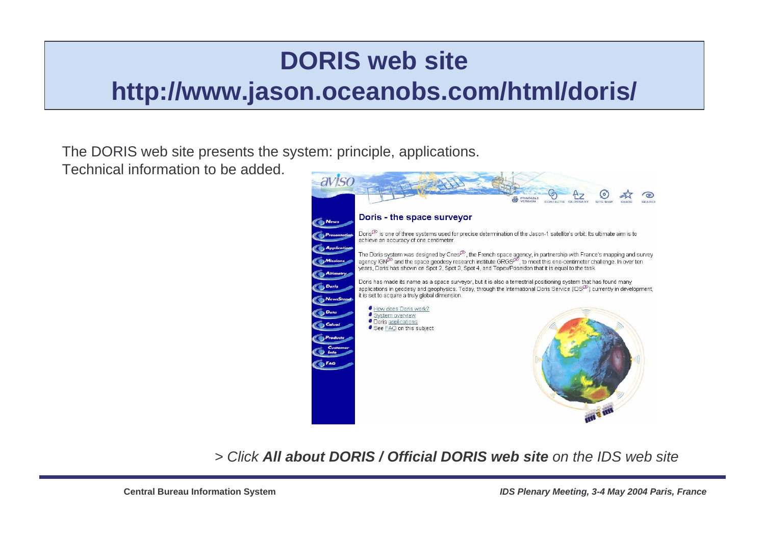# DORIS web site
# http://www.jason.oceanobs.com/html/doris/

The DORIS web site presents the system: principle, applications.
Technical information to be added.

*> Click **All about DORIS / Official DORIS web site** on the IDS web site*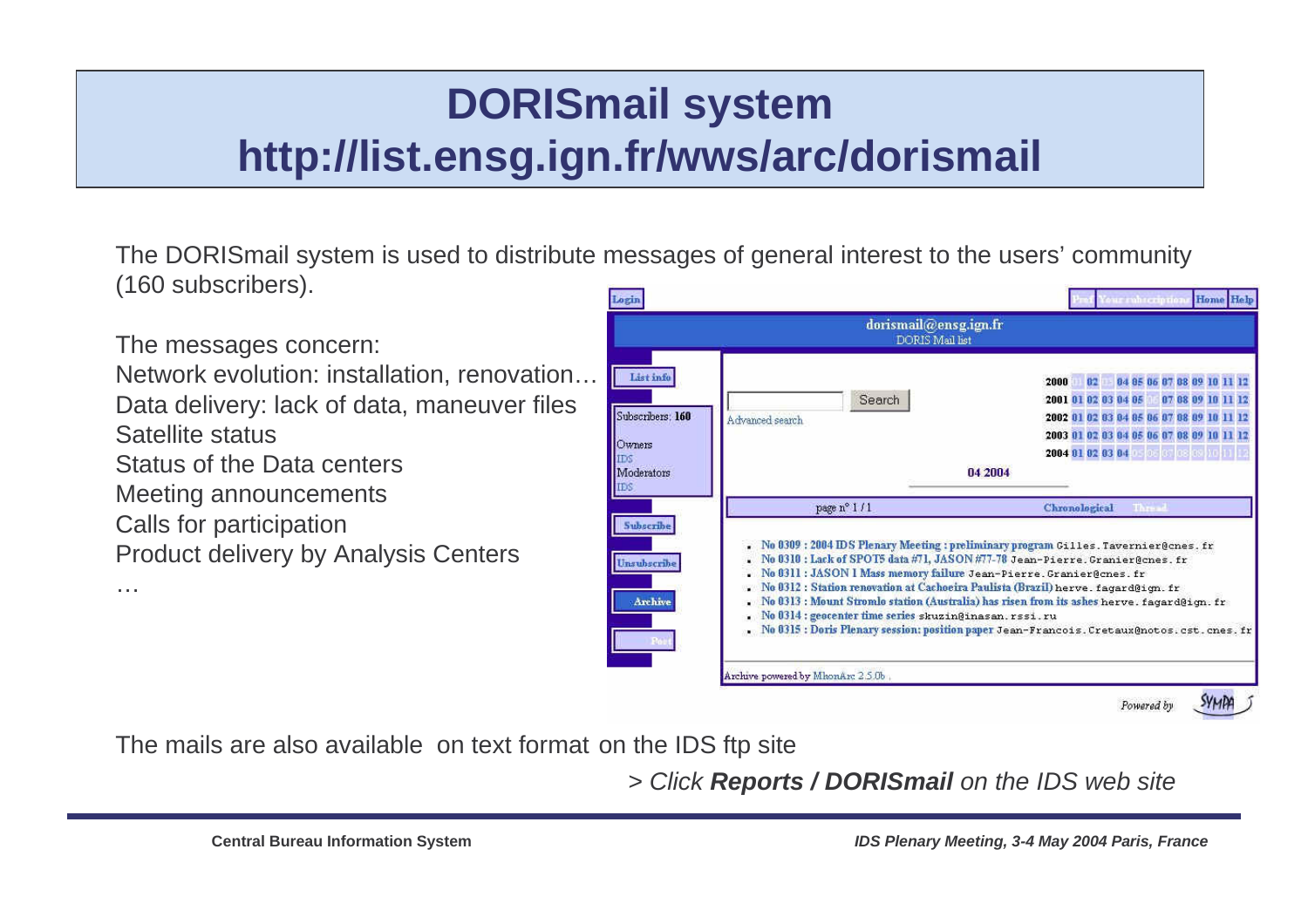# DORISmail system
# http://list.ensg.ign.fr/wws/arc/dorismail

The DORISmail system is used to distribute messages of general interest to the users' community (160 subscribers).

The messages concern:

Network evolution: installation, renovation…
Data delivery: lack of data, maneuver files
Satellite status
Status of the Data centers
Meeting announcements
Calls for participation
Product delivery by Analysis Centers
…

The mails are also available on text format on the IDS ftp site

*> Click **Reports / DORISmail** on the IDS web site*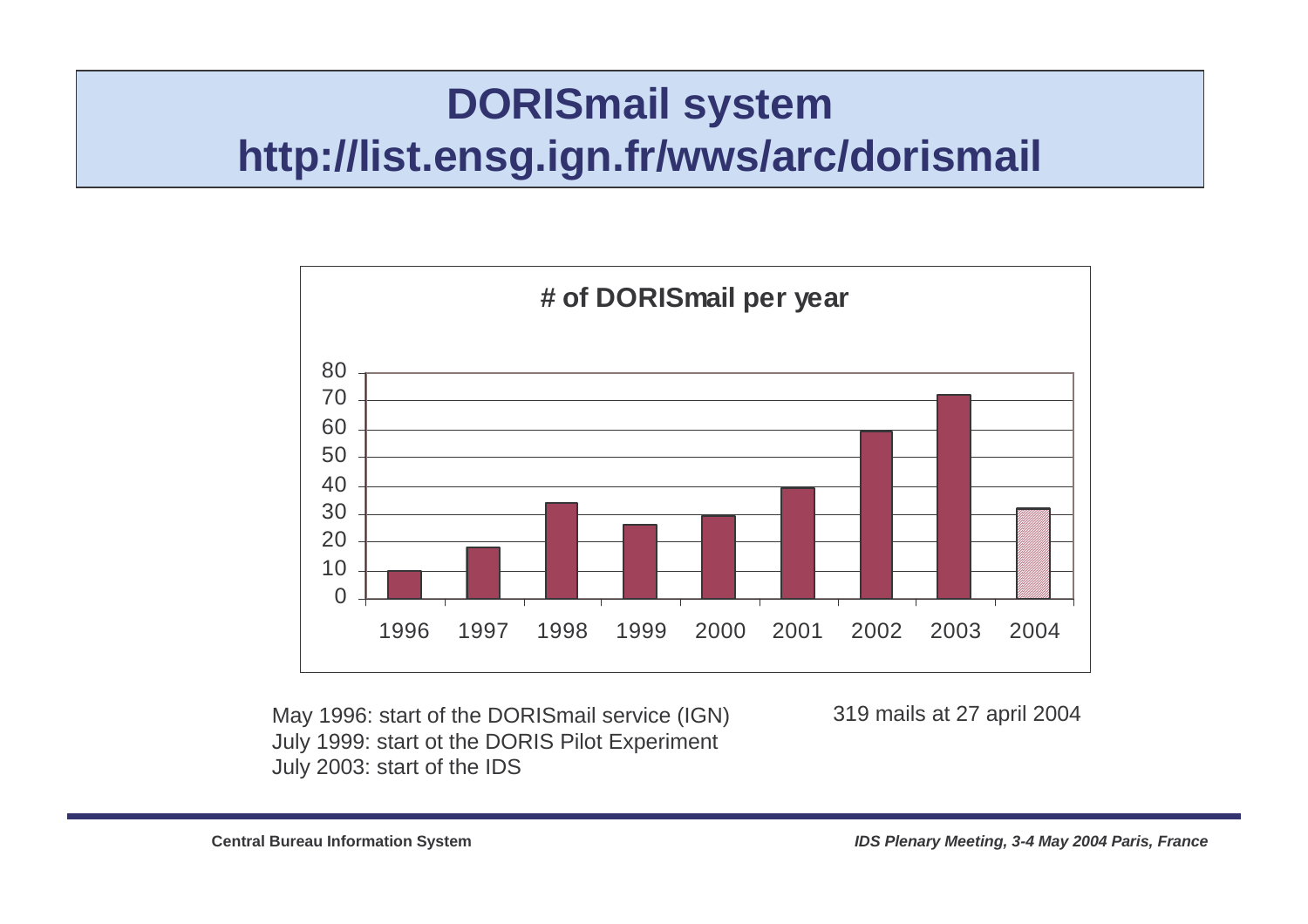# DORISmail system
# http://list.ensg.ign.fr/wws/arc/dorismail

**# of DORISmail per year**

| Year | # of DORISmail |
|---|---|
| 1996 | 10 |
| 1997 | 18 |
| 1998 | 34 |
| 1999 | 26 |
| 2000 | 29 |
| 2001 | 39 |
| 2002 | 59 |
| 2003 | 72 |
| 2004 | 32 |

May 1996: start of the DORISmail service (IGN)
July 1999: start ot the DORIS Pilot Experiment
July 2003: start of the IDS

319 mails at 27 april 2004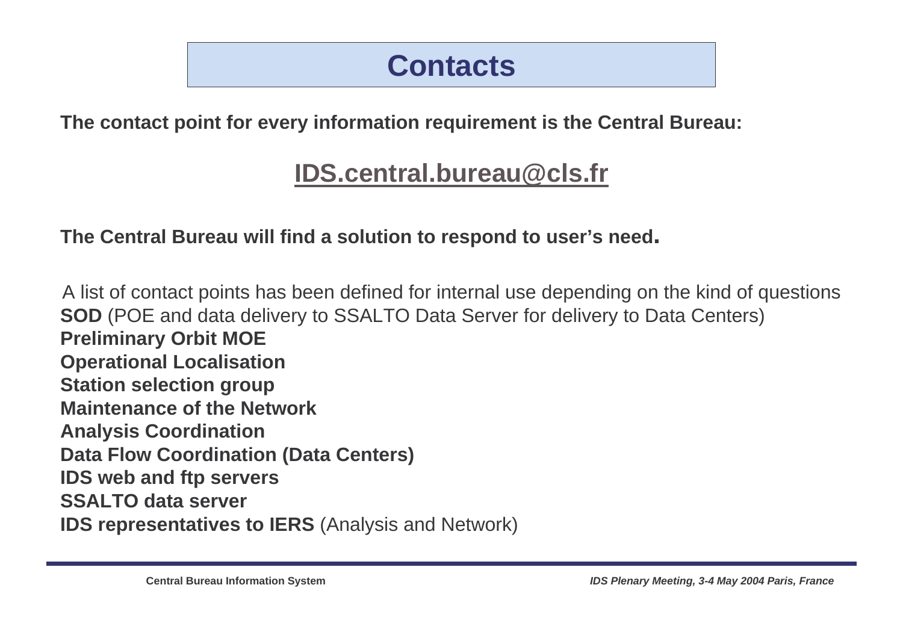# Contacts

**The contact point for every information requirement is the Central Bureau:**

**IDS.central.bureau@cls.fr**

**The Central Bureau will find a solution to respond to user's need.**

A list of contact points has been defined for internal use depending on the kind of questions

**SOD** (POE and data delivery to SSALTO Data Server for delivery to Data Centers)
**Preliminary Orbit MOE**
**Operational Localisation**
**Station selection group**
**Maintenance of the Network**
**Analysis Coordination**
**Data Flow Coordination (Data Centers)**
**IDS web and ftp servers**
**SSALTO data server**
**IDS representatives to IERS** (Analysis and Network)